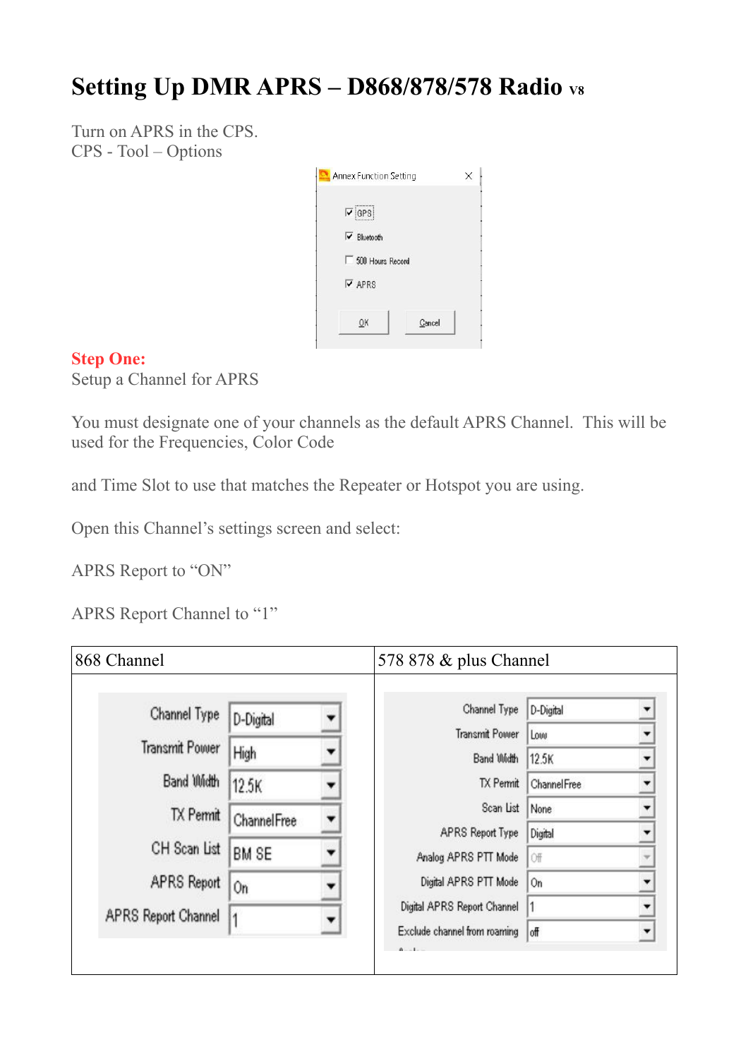# Setting Up DMR APRS – D868/878/578 Radio v8

Turn on APRS in the CPS.
CPS - Tool – Options

Annex Function Setting

- [x] GPS
- [x] Bluetooth
- [ ] 500 Hours Record
- [x] APRS

OK   Cancel

**Step One:**
Setup a Channel for APRS

You must designate one of your channels as the default APRS Channel. This will be used for the Frequencies, Color Code

and Time Slot to use that matches the Repeater or Hotspot you are using.

Open this Channel's settings screen and select:

APRS Report to "ON"

APRS Report Channel to "1"

| 868 Channel | 578 878 & plus Channel |
|---|---|
| Channel Type: D-Digital<br>Transmit Power: High<br>Band Width: 12.5K<br>TX Permit: ChannelFree<br>CH Scan List: BM SE<br>APRS Report: On<br>APRS Report Channel: 1 | Channel Type: D-Digital<br>Transmit Power: Low<br>Band Width: 12.5K<br>TX Permit: ChannelFree<br>Scan List: None<br>APRS Report Type: Digital<br>Analog APRS PTT Mode: Off<br>Digital APRS PTT Mode: On<br>Digital APRS Report Channel: 1<br>Exclude channel from roaming: off |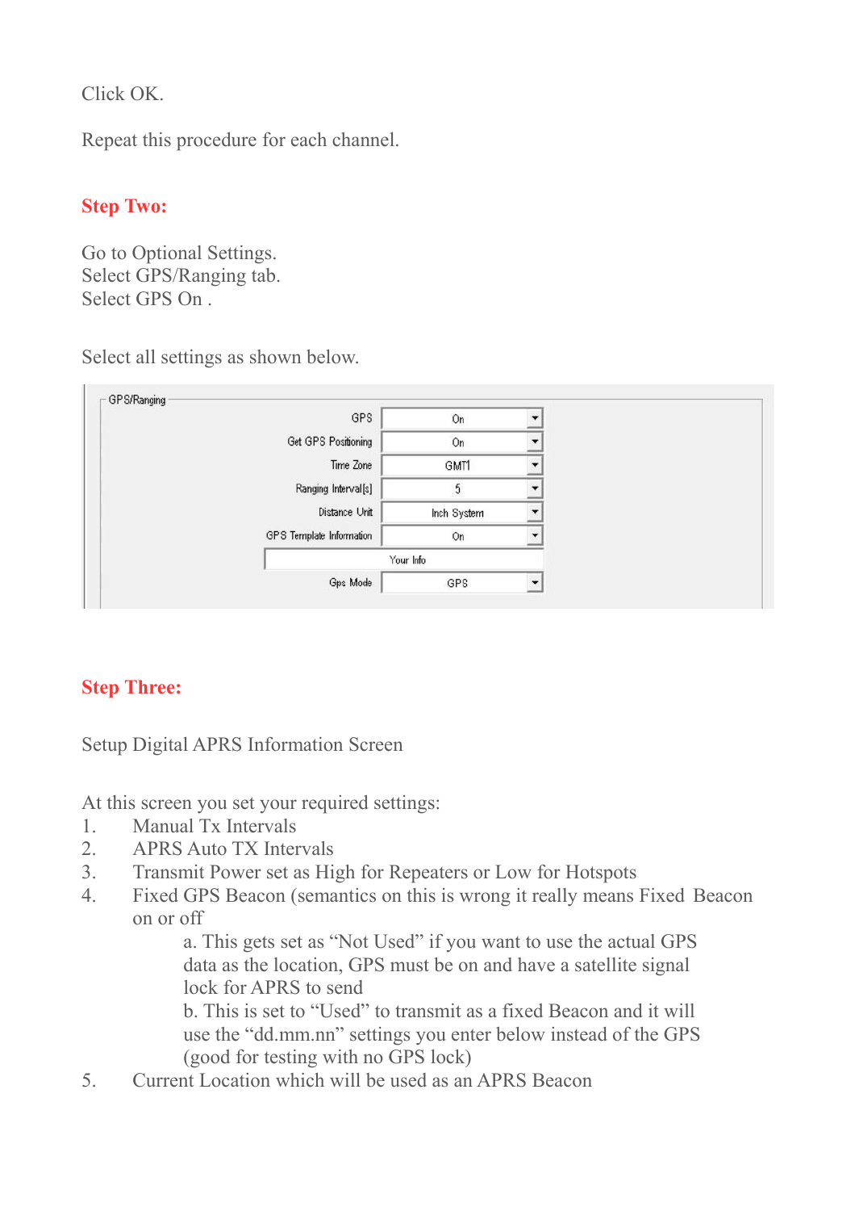Click OK.

Repeat this procedure for each channel.

**Step Two:**

Go to Optional Settings.
Select GPS/Ranging tab.
Select GPS On .

Select all settings as shown below.

| GPS/Ranging | |
|---|---|
| GPS | On |
| Get GPS Positioning | On |
| Time Zone | GMT1 |
| Ranging Interval[s] | 5 |
| Distance Unit | Inch System |
| GPS Template Information | On |
| Your Info | |
| Gps Mode | GPS |

**Step Three:**

Setup Digital APRS Information Screen

At this screen you set your required settings:

1. Manual Tx Intervals
2. APRS Auto TX Intervals
3. Transmit Power set as High for Repeaters or Low for Hotspots
4. Fixed GPS Beacon (semantics on this is wrong it really means Fixed Beacon on or off
    - a. This gets set as “Not Used” if you want to use the actual GPS data as the location, GPS must be on and have a satellite signal lock for APRS to send
    - b. This is set to “Used” to transmit as a fixed Beacon and it will use the “dd.mm.nn” settings you enter below instead of the GPS (good for testing with no GPS lock)
5. Current Location which will be used as an APRS Beacon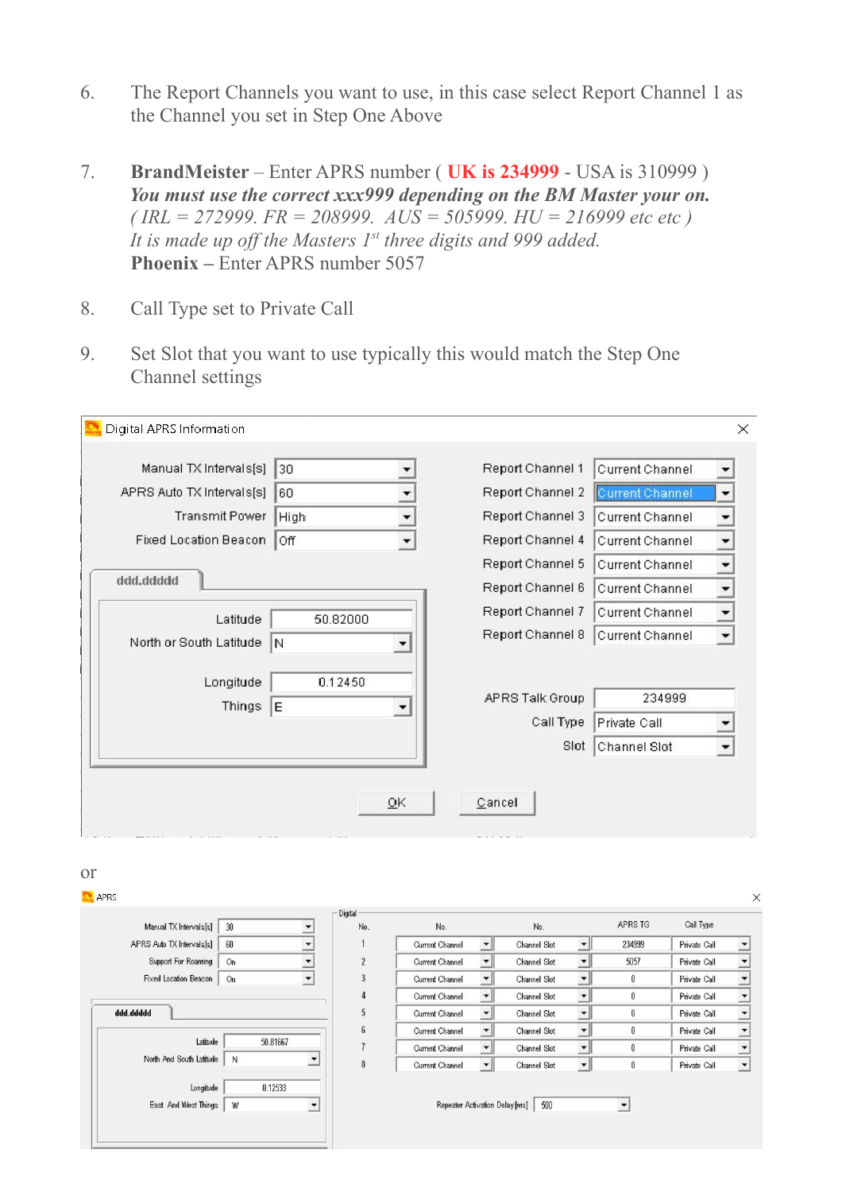6. The Report Channels you want to use, in this case select Report Channel 1 as the Channel you set in Step One Above

7. **BrandMeister** – Enter APRS number ( **UK is 234999** - USA is 310999 )
   ***You must use the correct xxx999 depending on the BM Master your on.***
   *( IRL = 272999. FR = 208999. AUS = 505999. HU = 216999 etc etc )*
   *It is made up off the Masters 1st three digits and 999 added.*
   **Phoenix –** Enter APRS number 5057

8. Call Type set to Private Call

9. Set Slot that you want to use typically this would match the Step One Channel settings

Digital APRS Information

| | | | |
|---|---|---|---|
| Manual TX Intervals[s] | 30 | Report Channel 1 | Current Channel |
| APRS Auto TX Intervals[s] | 60 | Report Channel 2 | Current Channel |
| Transmit Power | High | Report Channel 3 | Current Channel |
| Fixed Location Beacon | Off | Report Channel 4 | Current Channel |
| | | Report Channel 5 | Current Channel |
| | | Report Channel 6 | Current Channel |
| | | Report Channel 7 | Current Channel |
| | | Report Channel 8 | Current Channel |

ddd.ddddd

| | |
|---|---|
| Latitude | 50.82000 |
| North or South Latitude | N |
| Longitude | 0.12450 |
| Things | E |

| | |
|---|---|
| APRS Talk Group | 234999 |
| Call Type | Private Call |
| Slot | Channel Slot |

OK Cancel

or

APRS

| | |
|---|---|
| Manual TX Intervals[s] | 30 |
| APRS Auto TX Intervals[s] | 60 |
| Support For Roaming | On |
| Fixed Location Beacon | On |

ddd.ddddd

| | |
|---|---|
| Latitude | 50.81667 |
| North And South Latitude | N |
| Longitude | 0.12533 |
| East And West Things | W |

Digital

| No. | No. | No. | APRS TG | Call Type |
|---|---|---|---|---|
| 1 | Current Channel | Channel Slot | 234999 | Private Call |
| 2 | Current Channel | Channel Slot | 5057 | Private Call |
| 3 | Current Channel | Channel Slot | 0 | Private Call |
| 4 | Current Channel | Channel Slot | 0 | Private Call |
| 5 | Current Channel | Channel Slot | 0 | Private Call |
| 6 | Current Channel | Channel Slot | 0 | Private Call |
| 7 | Current Channel | Channel Slot | 0 | Private Call |
| 8 | Current Channel | Channel Slot | 0 | Private Call |

Repeater Activation Delay[ms] 500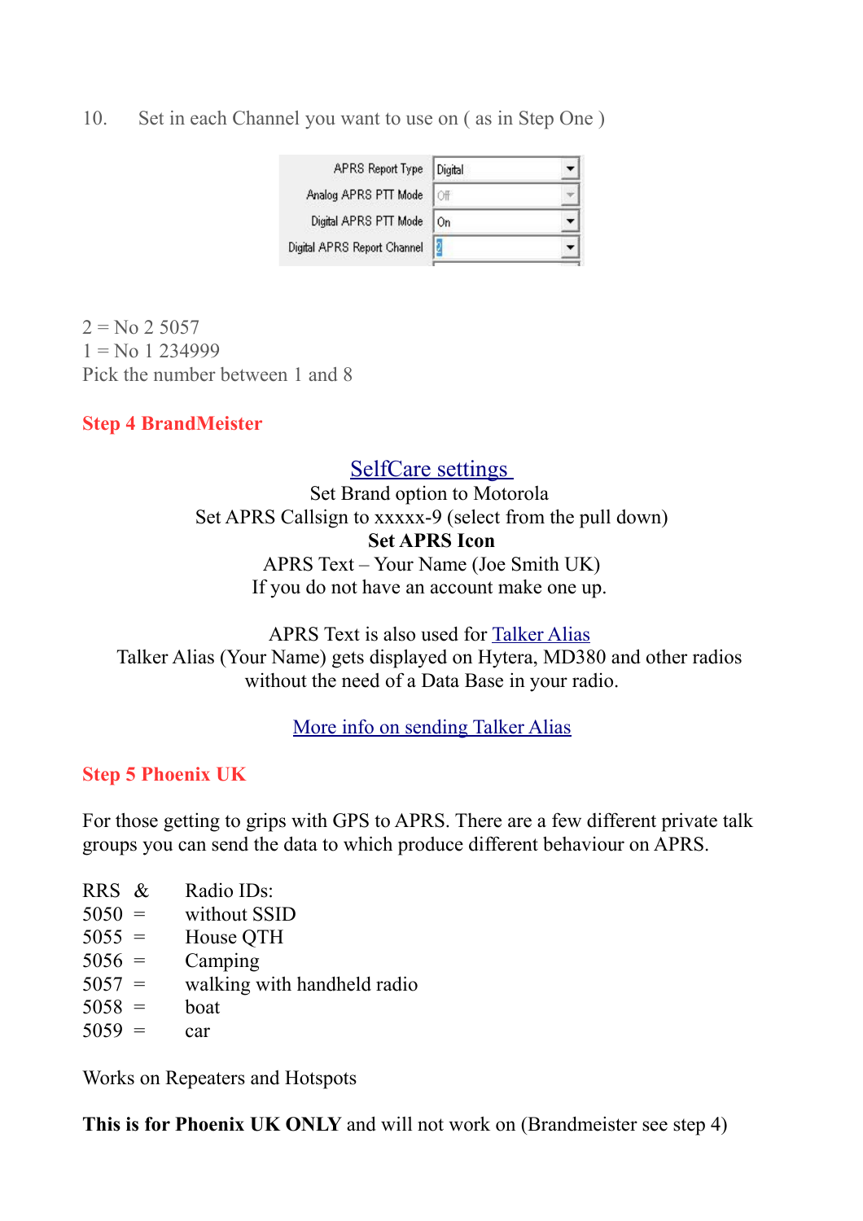10. Set in each Channel you want to use on ( as in Step One )

| | |
|---|---|
| APRS Report Type | Digital |
| Analog APRS PTT Mode | Off |
| Digital APRS PTT Mode | On |
| Digital APRS Report Channel | 2 |

2 = No 2 5057
1 = No 1 234999
Pick the number between 1 and 8

## Step 4 BrandMeister

SelfCare settings
Set Brand option to Motorola
Set APRS Callsign to xxxxx-9 (select from the pull down)
**Set APRS Icon**
APRS Text – Your Name (Joe Smith UK)
If you do not have an account make one up.

APRS Text is also used for Talker Alias
Talker Alias (Your Name) gets displayed on Hytera, MD380 and other radios without the need of a Data Base in your radio.

More info on sending Talker Alias

## Step 5 Phoenix UK

For those getting to grips with GPS to APRS. There are a few different private talk groups you can send the data to which produce different behaviour on APRS.

RRS & Radio IDs:
5050 = without SSID
5055 = House QTH
5056 = Camping
5057 = walking with handheld radio
5058 = boat
5059 = car

Works on Repeaters and Hotspots

**This is for Phoenix UK ONLY** and will not work on (Brandmeister see step 4)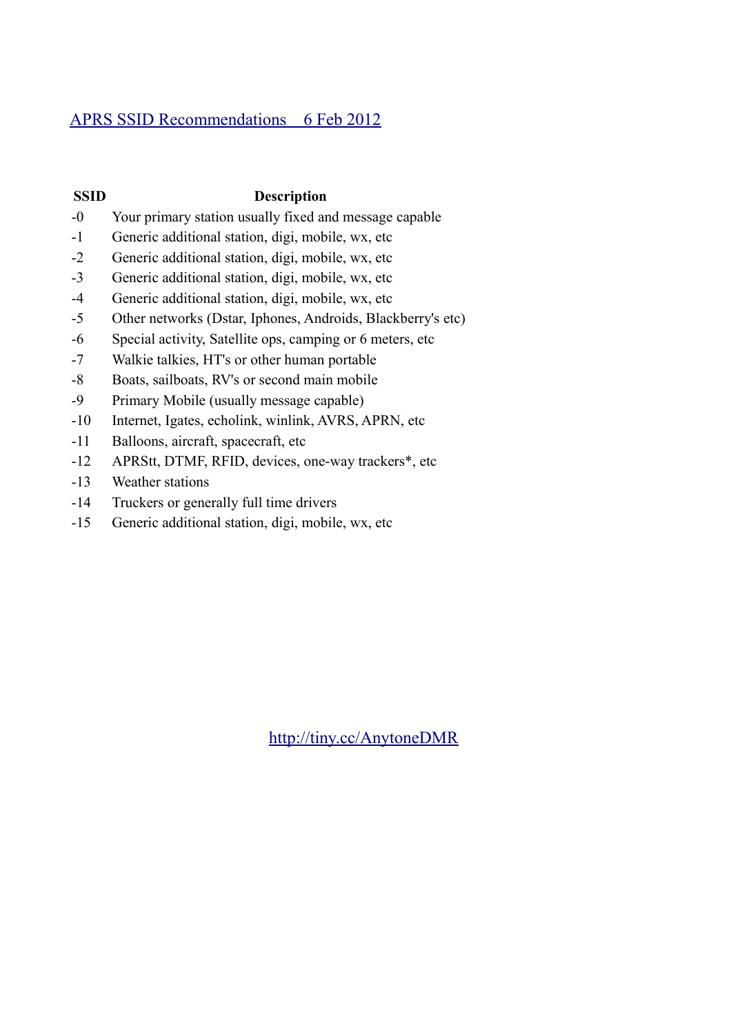## [APRS SSID Recommendations 6 Feb 2012]

| SSID | Description |
|---|---|
| -0 | Your primary station usually fixed and message capable |
| -1 | Generic additional station, digi, mobile, wx, etc |
| -2 | Generic additional station, digi, mobile, wx, etc |
| -3 | Generic additional station, digi, mobile, wx, etc |
| -4 | Generic additional station, digi, mobile, wx, etc |
| -5 | Other networks (Dstar, Iphones, Androids, Blackberry's etc) |
| -6 | Special activity, Satellite ops, camping or 6 meters, etc |
| -7 | Walkie talkies, HT's or other human portable |
| -8 | Boats, sailboats, RV's or second main mobile |
| -9 | Primary Mobile (usually message capable) |
| -10 | Internet, Igates, echolink, winlink, AVRS, APRN, etc |
| -11 | Balloons, aircraft, spacecraft, etc |
| -12 | APRStt, DTMF, RFID, devices, one-way trackers*, etc |
| -13 | Weather stations |
| -14 | Truckers or generally full time drivers |
| -15 | Generic additional station, digi, mobile, wx, etc |

http://tiny.cc/AnytoneDMR